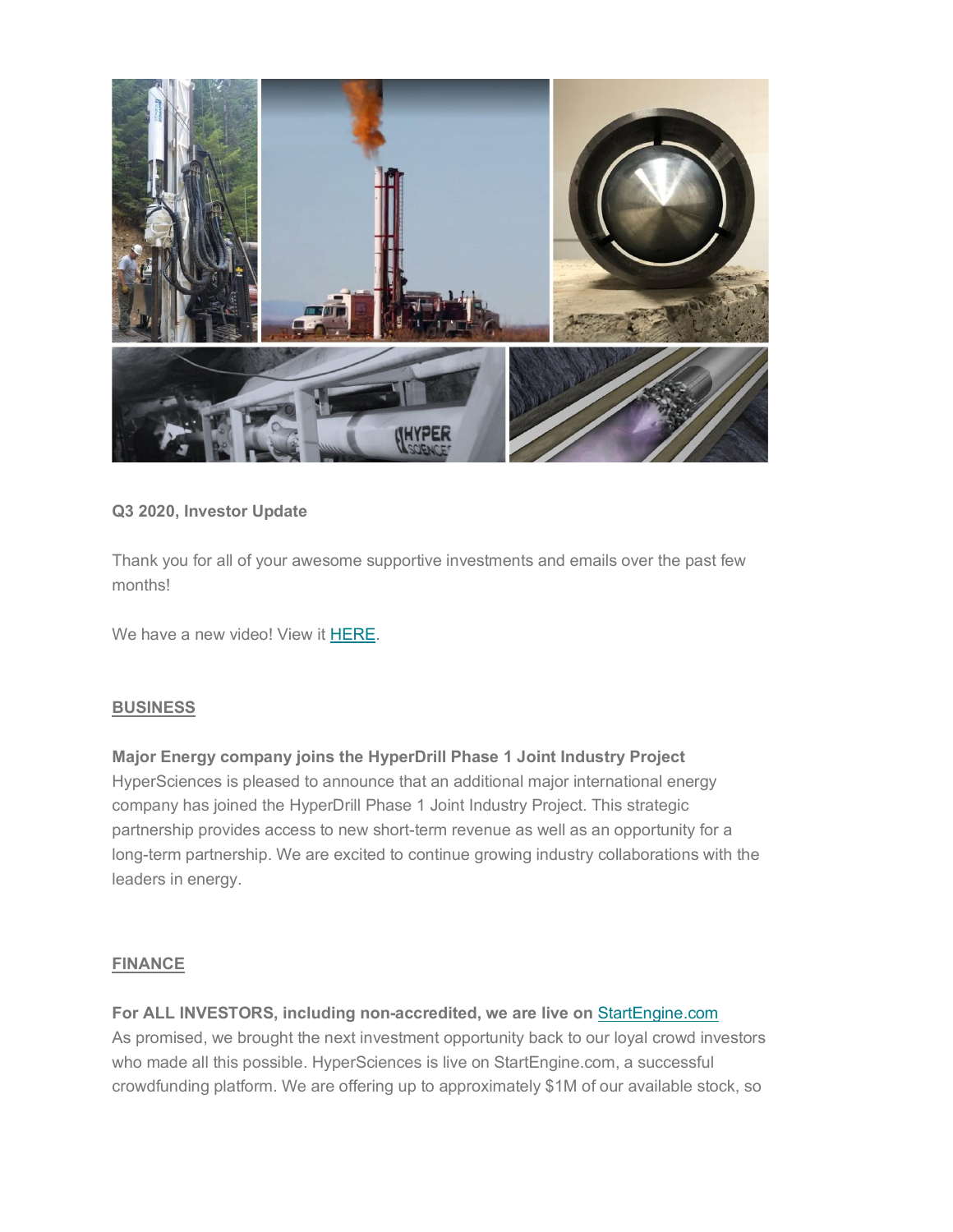**Q3 2020, Investor Update**

Thank you for all of your awesome supportive investments and emails over the past few months!

We have a new video! View it [HERE](HERE).

## BUSINESS

**Major Energy company joins the HyperDrill Phase 1 Joint Industry Project**
HyperSciences is pleased to announce that an additional major international energy company has joined the HyperDrill Phase 1 Joint Industry Project. This strategic partnership provides access to new short-term revenue as well as an opportunity for a long-term partnership. We are excited to continue growing industry collaborations with the leaders in energy.

## FINANCE

**For ALL INVESTORS, including non-accredited, we are live on [StartEngine.com](StartEngine.com)**
As promised, we brought the next investment opportunity back to our loyal crowd investors who made all this possible. HyperSciences is live on StartEngine.com, a successful crowdfunding platform. We are offering up to approximately $1M of our available stock, so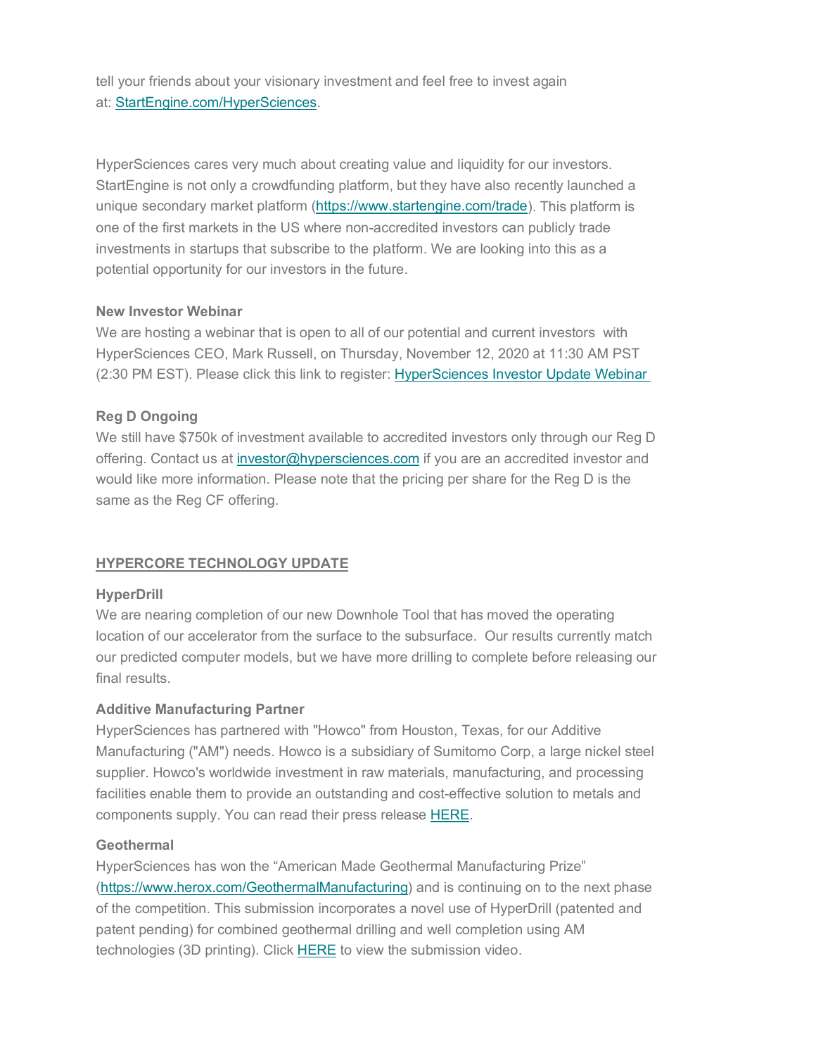tell your friends about your visionary investment and feel free to invest again at: [StartEngine.com/HyperSciences](StartEngine.com/HyperSciences).

HyperSciences cares very much about creating value and liquidity for our investors. StartEngine is not only a crowdfunding platform, but they have also recently launched a unique secondary market platform (https://www.startengine.com/trade). This platform is one of the first markets in the US where non-accredited investors can publicly trade investments in startups that subscribe to the platform. We are looking into this as a potential opportunity for our investors in the future.

**New Investor Webinar**

We are hosting a webinar that is open to all of our potential and current investors with HyperSciences CEO, Mark Russell, on Thursday, November 12, 2020 at 11:30 AM PST (2:30 PM EST). Please click this link to register: HyperSciences Investor Update Webinar

**Reg D Ongoing**

We still have $750k of investment available to accredited investors only through our Reg D offering. Contact us at investor@hypersciences.com if you are an accredited investor and would like more information. Please note that the pricing per share for the Reg D is the same as the Reg CF offering.

## HYPERCORE TECHNOLOGY UPDATE

**HyperDrill**

We are nearing completion of our new Downhole Tool that has moved the operating location of our accelerator from the surface to the subsurface. Our results currently match our predicted computer models, but we have more drilling to complete before releasing our final results.

**Additive Manufacturing Partner**

HyperSciences has partnered with "Howco" from Houston, Texas, for our Additive Manufacturing ("AM") needs. Howco is a subsidiary of Sumitomo Corp, a large nickel steel supplier. Howco's worldwide investment in raw materials, manufacturing, and processing facilities enable them to provide an outstanding and cost-effective solution to metals and components supply. You can read their press release HERE.

**Geothermal**

HyperSciences has won the "American Made Geothermal Manufacturing Prize" (https://www.herox.com/GeothermalManufacturing) and is continuing on to the next phase of the competition. This submission incorporates a novel use of HyperDrill (patented and patent pending) for combined geothermal drilling and well completion using AM technologies (3D printing). Click HERE to view the submission video.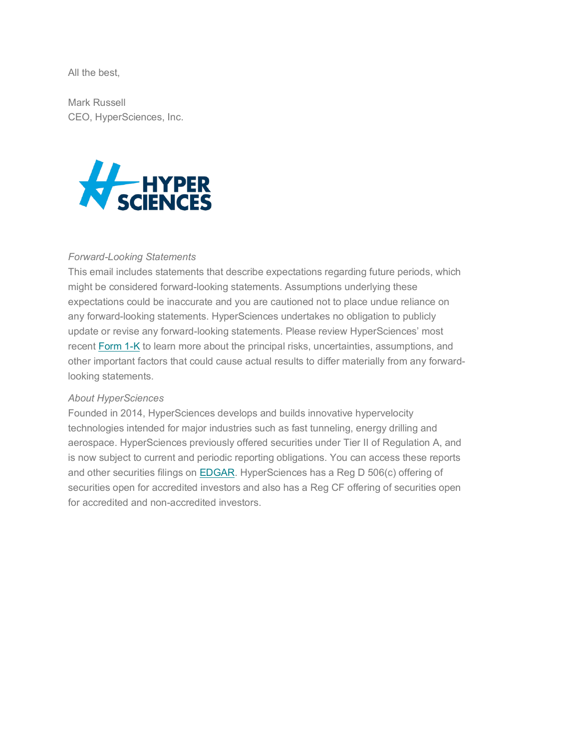All the best,

Mark Russell
CEO, HyperSciences, Inc.

*Forward-Looking Statements*
This email includes statements that describe expectations regarding future periods, which might be considered forward-looking statements. Assumptions underlying these expectations could be inaccurate and you are cautioned not to place undue reliance on any forward-looking statements. HyperSciences undertakes no obligation to publicly update or revise any forward-looking statements. Please review HyperSciences' most recent Form 1-K to learn more about the principal risks, uncertainties, assumptions, and other important factors that could cause actual results to differ materially from any forward-looking statements.

*About HyperSciences*
Founded in 2014, HyperSciences develops and builds innovative hypervelocity technologies intended for major industries such as fast tunneling, energy drilling and aerospace. HyperSciences previously offered securities under Tier II of Regulation A, and is now subject to current and periodic reporting obligations. You can access these reports and other securities filings on EDGAR. HyperSciences has a Reg D 506(c) offering of securities open for accredited investors and also has a Reg CF offering of securities open for accredited and non-accredited investors.